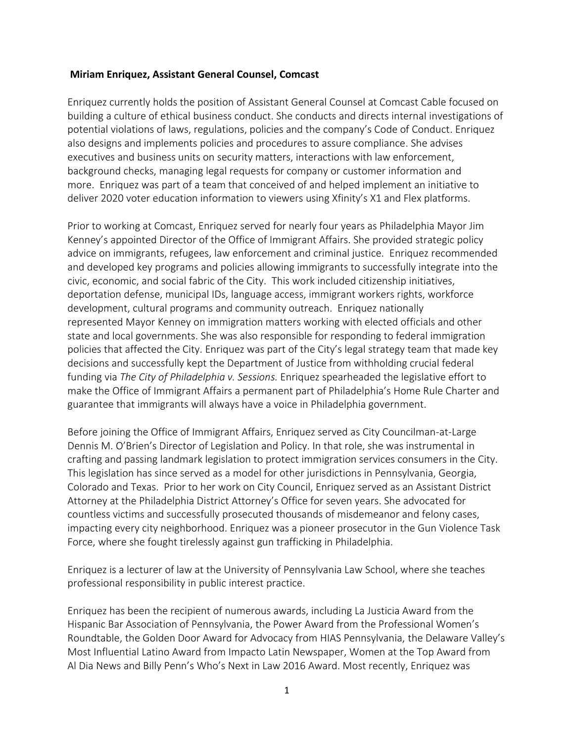**Miriam Enriquez, Assistant General Counsel, Comcast**

Enriquez currently holds the position of Assistant General Counsel at Comcast Cable focused on building a culture of ethical business conduct. She conducts and directs internal investigations of potential violations of laws, regulations, policies and the company's Code of Conduct. Enriquez also designs and implements policies and procedures to assure compliance. She advises executives and business units on security matters, interactions with law enforcement, background checks, managing legal requests for company or customer information and more. Enriquez was part of a team that conceived of and helped implement an initiative to deliver 2020 voter education information to viewers using Xfinity's X1 and Flex platforms.

Prior to working at Comcast, Enriquez served for nearly four years as Philadelphia Mayor Jim Kenney's appointed Director of the Office of Immigrant Affairs. She provided strategic policy advice on immigrants, refugees, law enforcement and criminal justice. Enriquez recommended and developed key programs and policies allowing immigrants to successfully integrate into the civic, economic, and social fabric of the City. This work included citizenship initiatives, deportation defense, municipal IDs, language access, immigrant workers rights, workforce development, cultural programs and community outreach. Enriquez nationally represented Mayor Kenney on immigration matters working with elected officials and other state and local governments. She was also responsible for responding to federal immigration policies that affected the City. Enriquez was part of the City's legal strategy team that made key decisions and successfully kept the Department of Justice from withholding crucial federal funding via *The City of Philadelphia v. Sessions.* Enriquez spearheaded the legislative effort to make the Office of Immigrant Affairs a permanent part of Philadelphia's Home Rule Charter and guarantee that immigrants will always have a voice in Philadelphia government.

Before joining the Office of Immigrant Affairs, Enriquez served as City Councilman-at-Large Dennis M. O'Brien's Director of Legislation and Policy. In that role, she was instrumental in crafting and passing landmark legislation to protect immigration services consumers in the City. This legislation has since served as a model for other jurisdictions in Pennsylvania, Georgia, Colorado and Texas. Prior to her work on City Council, Enriquez served as an Assistant District Attorney at the Philadelphia District Attorney's Office for seven years. She advocated for countless victims and successfully prosecuted thousands of misdemeanor and felony cases, impacting every city neighborhood. Enriquez was a pioneer prosecutor in the Gun Violence Task Force, where she fought tirelessly against gun trafficking in Philadelphia.

Enriquez is a lecturer of law at the University of Pennsylvania Law School, where she teaches professional responsibility in public interest practice.

Enriquez has been the recipient of numerous awards, including La Justicia Award from the Hispanic Bar Association of Pennsylvania, the Power Award from the Professional Women's Roundtable, the Golden Door Award for Advocacy from HIAS Pennsylvania, the Delaware Valley's Most Influential Latino Award from Impacto Latin Newspaper, Women at the Top Award from Al Dia News and Billy Penn's Who's Next in Law 2016 Award. Most recently, Enriquez was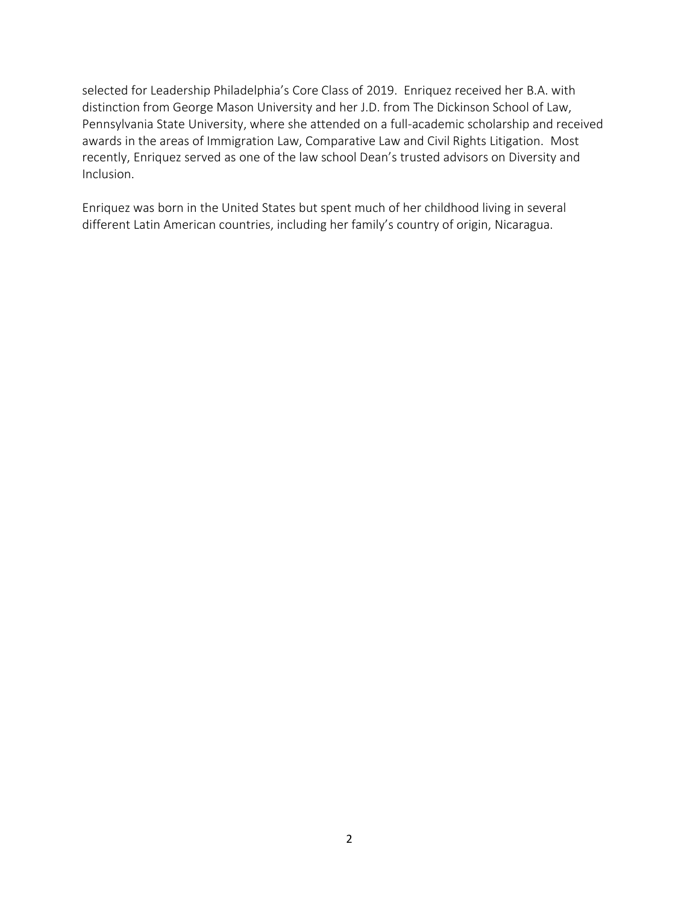selected for Leadership Philadelphia's Core Class of 2019. Enriquez received her B.A. with distinction from George Mason University and her J.D. from The Dickinson School of Law, Pennsylvania State University, where she attended on a full-academic scholarship and received awards in the areas of Immigration Law, Comparative Law and Civil Rights Litigation. Most recently, Enriquez served as one of the law school Dean's trusted advisors on Diversity and Inclusion.

Enriquez was born in the United States but spent much of her childhood living in several different Latin American countries, including her family's country of origin, Nicaragua.